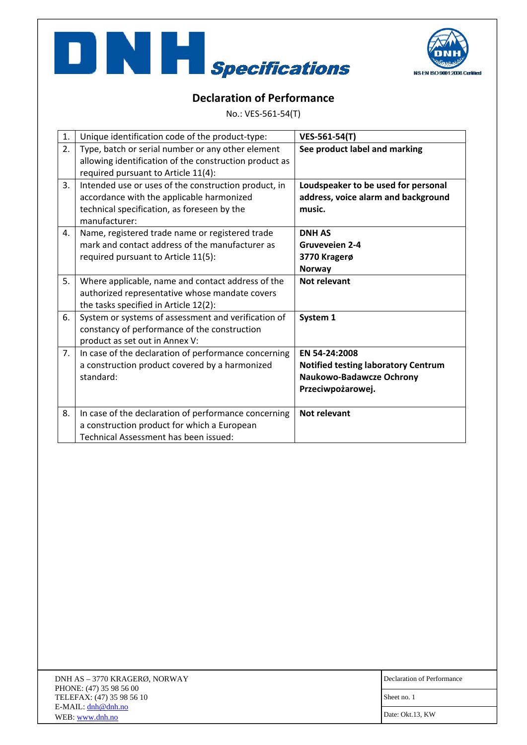# DNH Specifications

NS-EN ISO 9001:2008 Certified

## Declaration of Performance

No.: VES-561-54(T)

| | | |
|---|---|---|
| 1. | Unique identification code of the product-type: | **VES-561-54(T)** |
| 2. | Type, batch or serial number or any other element allowing identification of the construction product as required pursuant to Article 11(4): | **See product label and marking** |
| 3. | Intended use or uses of the construction product, in accordance with the applicable harmonized technical specification, as foreseen by the manufacturer: | **Loudspeaker to be used for personal address, voice alarm and background music.** |
| 4. | Name, registered trade name or registered trade mark and contact address of the manufacturer as required pursuant to Article 11(5): | **DNH AS**<br>**Gruveveien 2-4**<br>**3770 Kragerø**<br>**Norway** |
| 5. | Where applicable, name and contact address of the authorized representative whose mandate covers the tasks specified in Article 12(2): | **Not relevant** |
| 6. | System or systems of assessment and verification of constancy of performance of the construction product as set out in Annex V: | **System 1** |
| 7. | In case of the declaration of performance concerning a construction product covered by a harmonized standard: | **EN 54-24:2008**<br>**Notified testing laboratory Centrum Naukowo-Badawcze Ochrony Przeciwpożarowej.** |
| 8. | In case of the declaration of performance concerning a construction product for which a European Technical Assessment has been issued: | **Not relevant** |

DNH AS – 3770 KRAGERØ, NORWAY
PHONE: (47) 35 98 56 00
TELEFAX: (47) 35 98 56 10
E-MAIL: dnh@dnh.no
WEB: www.dnh.no

| |
|---|
| Declaration of Performance |
| Sheet no. 1 |
| Date: Okt.13, KW |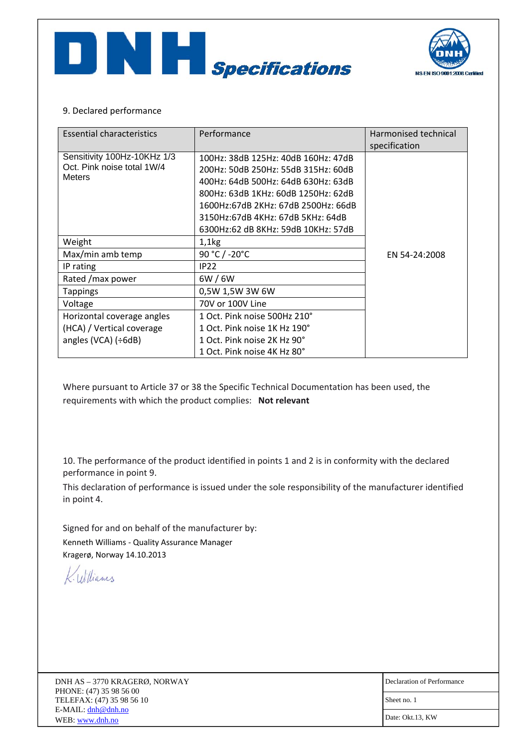9. Declared performance

| Essential characteristics | Performance | Harmonised technical specification |
|---|---|---|
| Sensitivity 100Hz-10KHz 1/3 Oct. Pink noise total 1W/4 Meters | 100Hz: 38dB 125Hz: 40dB 160Hz: 47dB 200Hz: 50dB 250Hz: 55dB 315Hz: 60dB 400Hz: 64dB 500Hz: 64dB 630Hz: 63dB 800Hz: 63dB 1KHz: 60dB 1250Hz: 62dB 1600Hz:67dB 2KHz: 67dB 2500Hz: 66dB 3150Hz:67dB 4KHz: 67dB 5KHz: 64dB 6300Hz:62 dB 8KHz: 59dB 10KHz: 57dB | EN 54-24:2008 |
| Weight | 1,1kg | |
| Max/min amb temp | 90 °C / -20°C | |
| IP rating | IP22 | |
| Rated /max power | 6W / 6W | |
| Tappings | 0,5W 1,5W 3W 6W | |
| Voltage | 70V or 100V Line | |
| Horizontal coverage angles (HCA) / Vertical coverage angles (VCA) (÷6dB) | 1 Oct. Pink noise 500Hz 210° 1 Oct. Pink noise 1K Hz 190° 1 Oct. Pink noise 2K Hz 90° 1 Oct. Pink noise 4K Hz 80° | |

Where pursuant to Article 37 or 38 the Specific Technical Documentation has been used, the requirements with which the product complies: **Not relevant**

10. The performance of the product identified in points 1 and 2 is in conformity with the declared performance in point 9.

This declaration of performance is issued under the sole responsibility of the manufacturer identified in point 4.

Signed for and on behalf of the manufacturer by:

Kenneth Williams - Quality Assurance Manager

Kragerø, Norway 14.10.2013

K. Williams